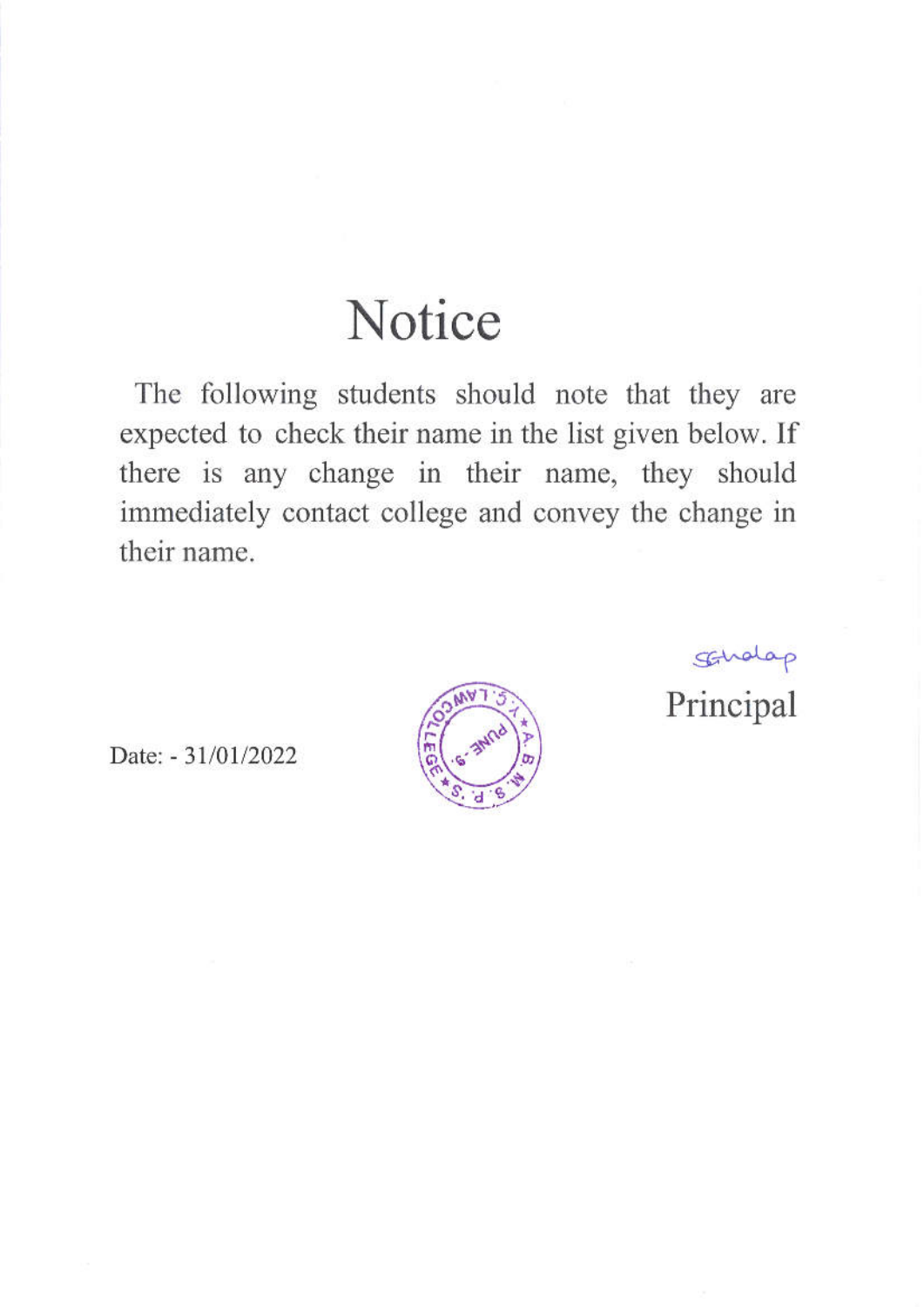# Notice

The following students should note that they are expected to check their name in the list given below. If there is any change in their name, they should immediately contact college and convey the change in their name.

SGhalap

Principal

Date: - 31/01/2022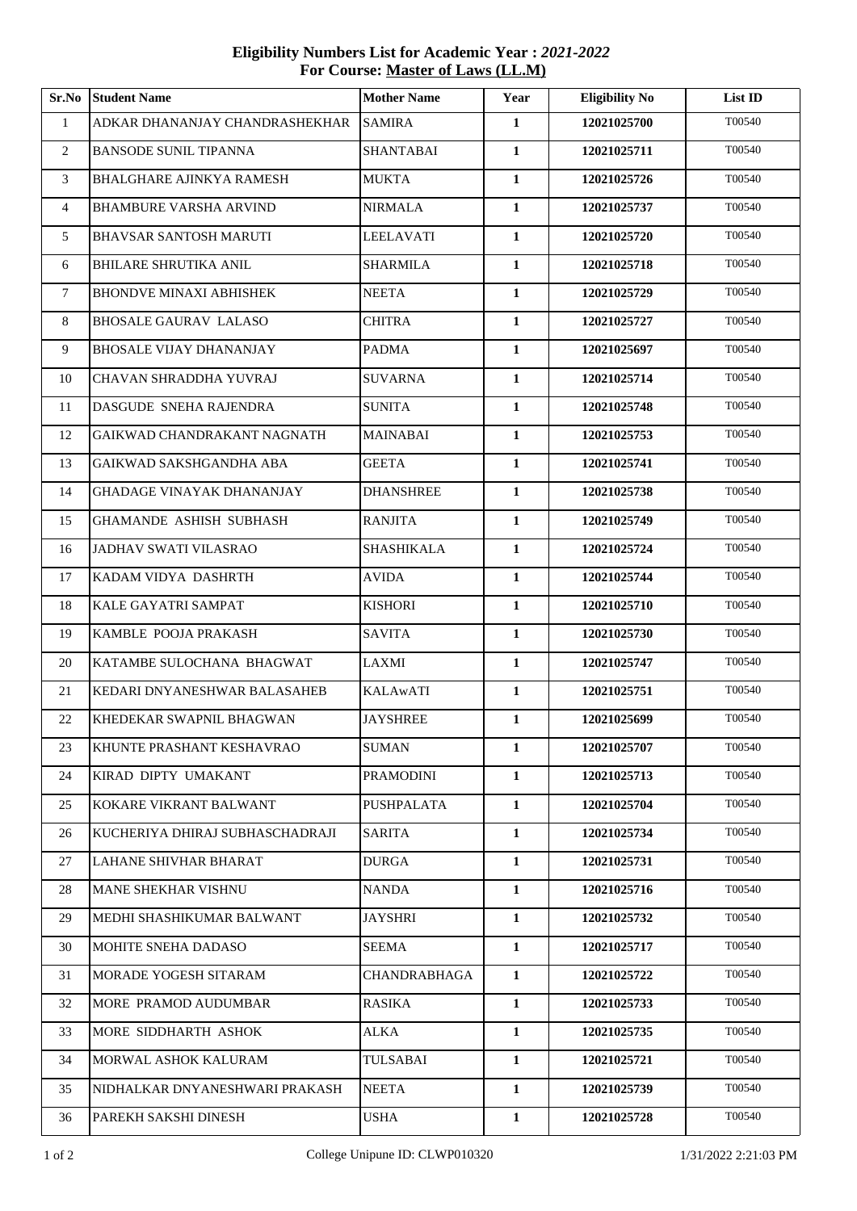**Eligibility Numbers List for Academic Year : *2021-2022***
**For Course: Master of Laws (LL.M)**

| Sr.No | Student Name | Mother Name | Year | Eligibility No | List ID |
|---|---|---|---|---|---|
| 1 | ADKAR DHANANJAY CHANDRASHEKHAR | SAMIRA | 1 | 12021025700 | T00540 |
| 2 | BANSODE SUNIL TIPANNA | SHANTABAI | 1 | 12021025711 | T00540 |
| 3 | BHALGHARE AJINKYA RAMESH | MUKTA | 1 | 12021025726 | T00540 |
| 4 | BHAMBURE VARSHA ARVIND | NIRMALA | 1 | 12021025737 | T00540 |
| 5 | BHAVSAR SANTOSH MARUTI | LEELAVATI | 1 | 12021025720 | T00540 |
| 6 | BHILARE SHRUTIKA ANIL | SHARMILA | 1 | 12021025718 | T00540 |
| 7 | BHONDVE MINAXI ABHISHEK | NEETA | 1 | 12021025729 | T00540 |
| 8 | BHOSALE GAURAV LALASO | CHITRA | 1 | 12021025727 | T00540 |
| 9 | BHOSALE VIJAY DHANANJAY | PADMA | 1 | 12021025697 | T00540 |
| 10 | CHAVAN SHRADDHA YUVRAJ | SUVARNA | 1 | 12021025714 | T00540 |
| 11 | DASGUDE SNEHA RAJENDRA | SUNITA | 1 | 12021025748 | T00540 |
| 12 | GAIKWAD CHANDRAKANT NAGNATH | MAINABAI | 1 | 12021025753 | T00540 |
| 13 | GAIKWAD SAKSHGANDHA ABA | GEETA | 1 | 12021025741 | T00540 |
| 14 | GHADAGE VINAYAK DHANANJAY | DHANSHREE | 1 | 12021025738 | T00540 |
| 15 | GHAMANDE ASHISH SUBHASH | RANJITA | 1 | 12021025749 | T00540 |
| 16 | JADHAV SWATI VILASRAO | SHASHIKALA | 1 | 12021025724 | T00540 |
| 17 | KADAM VIDYA DASHRTH | AVIDA | 1 | 12021025744 | T00540 |
| 18 | KALE GAYATRI SAMPAT | KISHORI | 1 | 12021025710 | T00540 |
| 19 | KAMBLE POOJA PRAKASH | SAVITA | 1 | 12021025730 | T00540 |
| 20 | KATAMBE SULOCHANA BHAGWAT | LAXMI | 1 | 12021025747 | T00540 |
| 21 | KEDARI DNYANESHWAR BALASAHEB | KALAwATI | 1 | 12021025751 | T00540 |
| 22 | KHEDEKAR SWAPNIL BHAGWAN | JAYSHREE | 1 | 12021025699 | T00540 |
| 23 | KHUNTE PRASHANT KESHAVRAO | SUMAN | 1 | 12021025707 | T00540 |
| 24 | KIRAD DIPTY UMAKANT | PRAMODINI | 1 | 12021025713 | T00540 |
| 25 | KOKARE VIKRANT BALWANT | PUSHPALATA | 1 | 12021025704 | T00540 |
| 26 | KUCHERIYA DHIRAJ SUBHASCHADRAJI | SARITA | 1 | 12021025734 | T00540 |
| 27 | LAHANE SHIVHAR BHARAT | DURGA | 1 | 12021025731 | T00540 |
| 28 | MANE SHEKHAR VISHNU | NANDA | 1 | 12021025716 | T00540 |
| 29 | MEDHI SHASHIKUMAR BALWANT | JAYSHRI | 1 | 12021025732 | T00540 |
| 30 | MOHITE SNEHA DADASO | SEEMA | 1 | 12021025717 | T00540 |
| 31 | MORADE YOGESH SITARAM | CHANDRABHAGA | 1 | 12021025722 | T00540 |
| 32 | MORE PRAMOD AUDUMBAR | RASIKA | 1 | 12021025733 | T00540 |
| 33 | MORE SIDDHARTH ASHOK | ALKA | 1 | 12021025735 | T00540 |
| 34 | MORWAL ASHOK KALURAM | TULSABAI | 1 | 12021025721 | T00540 |
| 35 | NIDHALKAR DNYANESHWARI PRAKASH | NEETA | 1 | 12021025739 | T00540 |
| 36 | PAREKH SAKSHI DINESH | USHA | 1 | 12021025728 | T00540 |

College Unipune ID: CLWP010320 1/31/2022 2:21:03 PM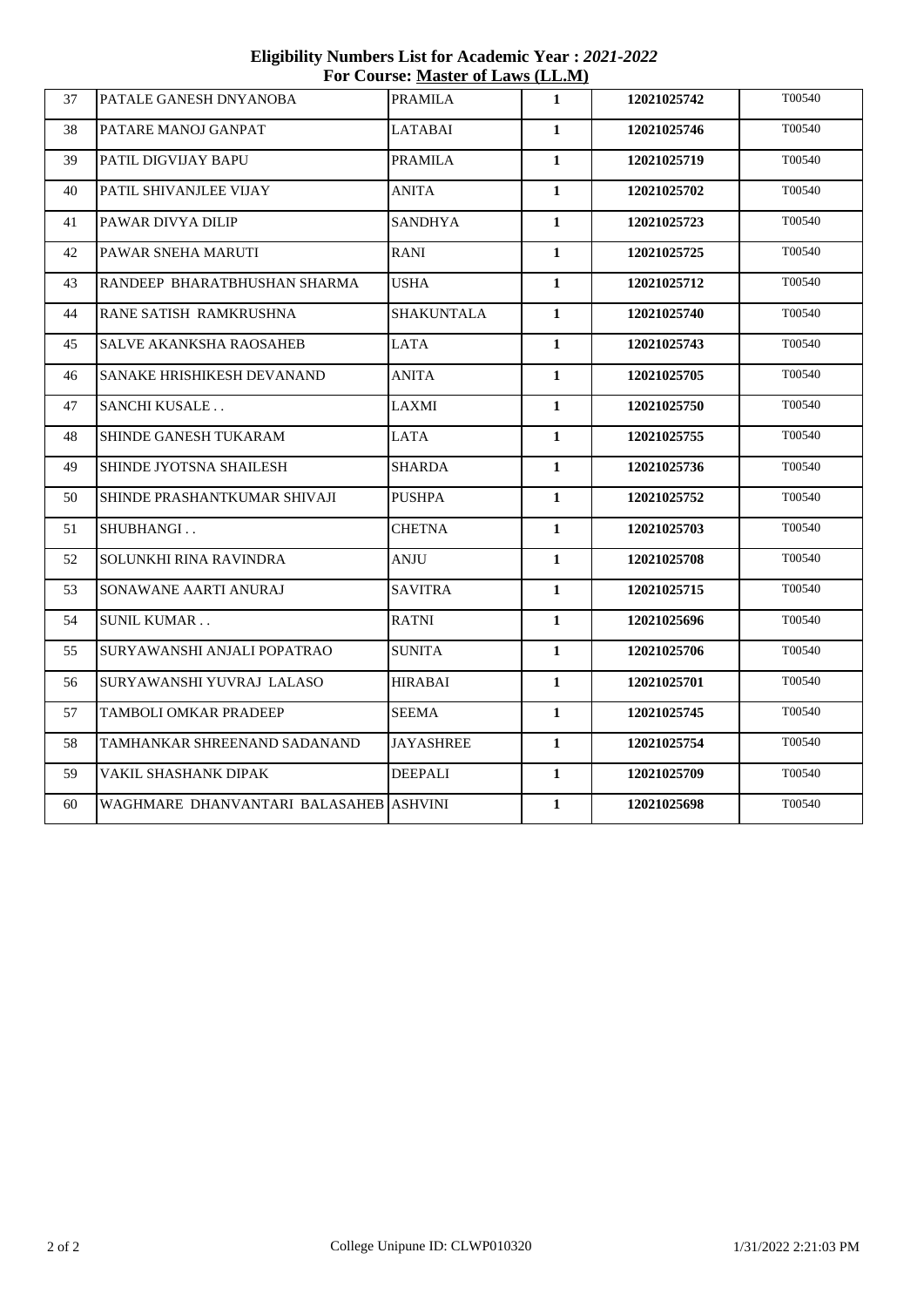**Eligibility Numbers List for Academic Year : *2021-2022***
**For Course: Master of Laws (LL.M)**

| | | | | | |
|---|---|---|---|---|---|
| 37 | PATALE GANESH DNYANOBA | PRAMILA | **1** | **12021025742** | T00540 |
| 38 | PATARE MANOJ GANPAT | LATABAI | **1** | **12021025746** | T00540 |
| 39 | PATIL DIGVIJAY BAPU | PRAMILA | **1** | **12021025719** | T00540 |
| 40 | PATIL SHIVANJLEE VIJAY | ANITA | **1** | **12021025702** | T00540 |
| 41 | PAWAR DIVYA DILIP | SANDHYA | **1** | **12021025723** | T00540 |
| 42 | PAWAR SNEHA MARUTI | RANI | **1** | **12021025725** | T00540 |
| 43 | RANDEEP BHARATBHUSHAN SHARMA | USHA | **1** | **12021025712** | T00540 |
| 44 | RANE SATISH RAMKRUSHNA | SHAKUNTALA | **1** | **12021025740** | T00540 |
| 45 | SALVE AKANKSHA RAOSAHEB | LATA | **1** | **12021025743** | T00540 |
| 46 | SANAKE HRISHIKESH DEVANAND | ANITA | **1** | **12021025705** | T00540 |
| 47 | SANCHI KUSALE . . | LAXMI | **1** | **12021025750** | T00540 |
| 48 | SHINDE GANESH TUKARAM | LATA | **1** | **12021025755** | T00540 |
| 49 | SHINDE JYOTSNA SHAILESH | SHARDA | **1** | **12021025736** | T00540 |
| 50 | SHINDE PRASHANTKUMAR SHIVAJI | PUSHPA | **1** | **12021025752** | T00540 |
| 51 | SHUBHANGI . . | CHETNA | **1** | **12021025703** | T00540 |
| 52 | SOLUNKHI RINA RAVINDRA | ANJU | **1** | **12021025708** | T00540 |
| 53 | SONAWANE AARTI ANURAJ | SAVITRA | **1** | **12021025715** | T00540 |
| 54 | SUNIL KUMAR . . | RATNI | **1** | **12021025696** | T00540 |
| 55 | SURYAWANSHI ANJALI POPATRAO | SUNITA | **1** | **12021025706** | T00540 |
| 56 | SURYAWANSHI YUVRAJ LALASO | HIRABAI | **1** | **12021025701** | T00540 |
| 57 | TAMBOLI OMKAR PRADEEP | SEEMA | **1** | **12021025745** | T00540 |
| 58 | TAMHANKAR SHREENAND SADANAND | JAYASHREE | **1** | **12021025754** | T00540 |
| 59 | VAKIL SHASHANK DIPAK | DEEPALI | **1** | **12021025709** | T00540 |
| 60 | WAGHMARE DHANVANTARI BALASAHEB | ASHVINI | **1** | **12021025698** | T00540 |

College Unipune ID: CLWP010320

1/31/2022 2:21:03 PM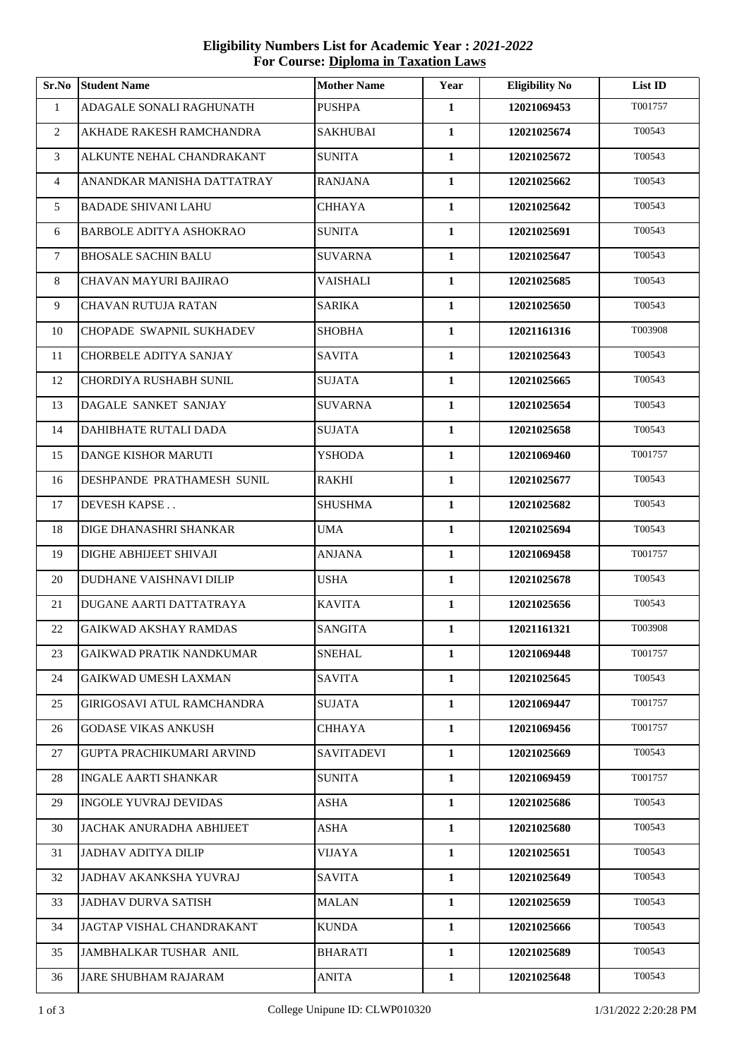**Eligibility Numbers List for Academic Year : *2021-2022***
**For Course: Diploma in Taxation Laws**

| Sr.No | Student Name | Mother Name | Year | Eligibility No | List ID |
|---|---|---|---|---|---|
| 1 | ADAGALE SONALI RAGHUNATH | PUSHPA | **1** | **12021069453** | T001757 |
| 2 | AKHADE RAKESH RAMCHANDRA | SAKHUBAI | **1** | **12021025674** | T00543 |
| 3 | ALKUNTE NEHAL CHANDRAKANT | SUNITA | **1** | **12021025672** | T00543 |
| 4 | ANANDKAR MANISHA DATTATRAY | RANJANA | **1** | **12021025662** | T00543 |
| 5 | BADADE SHIVANI LAHU | CHHAYA | **1** | **12021025642** | T00543 |
| 6 | BARBOLE ADITYA ASHOKRAO | SUNITA | **1** | **12021025691** | T00543 |
| 7 | BHOSALE SACHIN BALU | SUVARNA | **1** | **12021025647** | T00543 |
| 8 | CHAVAN MAYURI BAJIRAO | VAISHALI | **1** | **12021025685** | T00543 |
| 9 | CHAVAN RUTUJA RATAN | SARIKA | **1** | **12021025650** | T00543 |
| 10 | CHOPADE SWAPNIL SUKHADEV | SHOBHA | **1** | **12021161316** | T003908 |
| 11 | CHORBELE ADITYA SANJAY | SAVITA | **1** | **12021025643** | T00543 |
| 12 | CHORDIYA RUSHABH SUNIL | SUJATA | **1** | **12021025665** | T00543 |
| 13 | DAGALE SANKET SANJAY | SUVARNA | **1** | **12021025654** | T00543 |
| 14 | DAHIBHATE RUTALI DADA | SUJATA | **1** | **12021025658** | T00543 |
| 15 | DANGE KISHOR MARUTI | YSHODA | **1** | **12021069460** | T001757 |
| 16 | DESHPANDE PRATHAMESH SUNIL | RAKHI | **1** | **12021025677** | T00543 |
| 17 | DEVESH KAPSE . . | SHUSHMA | **1** | **12021025682** | T00543 |
| 18 | DIGE DHANASHRI SHANKAR | UMA | **1** | **12021025694** | T00543 |
| 19 | DIGHE ABHIJEET SHIVAJI | ANJANA | **1** | **12021069458** | T001757 |
| 20 | DUDHANE VAISHNAVI DILIP | USHA | **1** | **12021025678** | T00543 |
| 21 | DUGANE AARTI DATTATRAYA | KAVITA | **1** | **12021025656** | T00543 |
| 22 | GAIKWAD AKSHAY RAMDAS | SANGITA | **1** | **12021161321** | T003908 |
| 23 | GAIKWAD PRATIK NANDKUMAR | SNEHAL | **1** | **12021069448** | T001757 |
| 24 | GAIKWAD UMESH LAXMAN | SAVITA | **1** | **12021025645** | T00543 |
| 25 | GIRIGOSAVI ATUL RAMCHANDRA | SUJATA | **1** | **12021069447** | T001757 |
| 26 | GODASE VIKAS ANKUSH | CHHAYA | **1** | **12021069456** | T001757 |
| 27 | GUPTA PRACHIKUMARI ARVIND | SAVITADEVI | **1** | **12021025669** | T00543 |
| 28 | INGALE AARTI SHANKAR | SUNITA | **1** | **12021069459** | T001757 |
| 29 | INGOLE YUVRAJ DEVIDAS | ASHA | **1** | **12021025686** | T00543 |
| 30 | JACHAK ANURADHA ABHIJEET | ASHA | **1** | **12021025680** | T00543 |
| 31 | JADHAV ADITYA DILIP | VIJAYA | **1** | **12021025651** | T00543 |
| 32 | JADHAV AKANKSHA YUVRAJ | SAVITA | **1** | **12021025649** | T00543 |
| 33 | JADHAV DURVA SATISH | MALAN | **1** | **12021025659** | T00543 |
| 34 | JAGTAP VISHAL CHANDRAKANT | KUNDA | **1** | **12021025666** | T00543 |
| 35 | JAMBHALKAR TUSHAR ANIL | BHARATI | **1** | **12021025689** | T00543 |
| 36 | JARE SHUBHAM RAJARAM | ANITA | **1** | **12021025648** | T00543 |

College Unipune ID: CLWP010320 1/31/2022 2:20:28 PM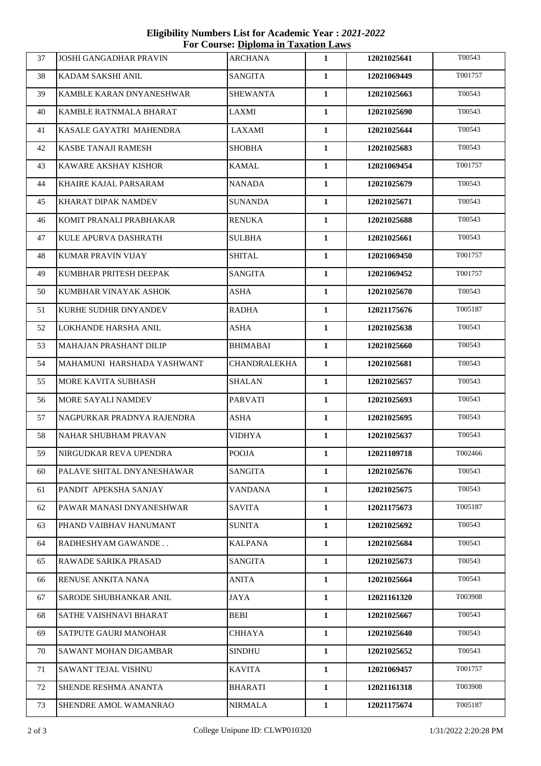**Eligibility Numbers List for Academic Year : *2021-2022***
**For Course: Diploma in Taxation Laws**

| | | | | | |
|---|---|---|---|---|---|
| 37 | JOSHI GANGADHAR PRAVIN | ARCHANA | **1** | **12021025641** | T00543 |
| 38 | KADAM SAKSHI ANIL | SANGITA | **1** | **12021069449** | T001757 |
| 39 | KAMBLE KARAN DNYANESHWAR | SHEWANTA | **1** | **12021025663** | T00543 |
| 40 | KAMBLE RATNMALA BHARAT | LAXMI | **1** | **12021025690** | T00543 |
| 41 | KASALE GAYATRI MAHENDRA | LAXAMI | **1** | **12021025644** | T00543 |
| 42 | KASBE TANAJI RAMESH | SHOBHA | **1** | **12021025683** | T00543 |
| 43 | KAWARE AKSHAY KISHOR | KAMAL | **1** | **12021069454** | T001757 |
| 44 | KHAIRE KAJAL PARSARAM | NANADA | **1** | **12021025679** | T00543 |
| 45 | KHARAT DIPAK NAMDEV | SUNANDA | **1** | **12021025671** | T00543 |
| 46 | KOMIT PRANALI PRABHAKAR | RENUKA | **1** | **12021025688** | T00543 |
| 47 | KULE APURVA DASHRATH | SULBHA | **1** | **12021025661** | T00543 |
| 48 | KUMAR PRAVIN VIJAY | SHITAL | **1** | **12021069450** | T001757 |
| 49 | KUMBHAR PRITESH DEEPAK | SANGITA | **1** | **12021069452** | T001757 |
| 50 | KUMBHAR VINAYAK ASHOK | ASHA | **1** | **12021025670** | T00543 |
| 51 | KURHE SUDHIR DNYANDEV | RADHA | **1** | **12021175676** | T005187 |
| 52 | LOKHANDE HARSHA ANIL | ASHA | **1** | **12021025638** | T00543 |
| 53 | MAHAJAN PRASHANT DILIP | BHIMABAI | **1** | **12021025660** | T00543 |
| 54 | MAHAMUNI HARSHADA YASHWANT | CHANDRALEKHA | **1** | **12021025681** | T00543 |
| 55 | MORE KAVITA SUBHASH | SHALAN | **1** | **12021025657** | T00543 |
| 56 | MORE SAYALI NAMDEV | PARVATI | **1** | **12021025693** | T00543 |
| 57 | NAGPURKAR PRADNYA RAJENDRA | ASHA | **1** | **12021025695** | T00543 |
| 58 | NAHAR SHUBHAM PRAVAN | VIDHYA | **1** | **12021025637** | T00543 |
| 59 | NIRGUDKAR REVA UPENDRA | POOJA | **1** | **12021109718** | T002466 |
| 60 | PALAVE SHITAL DNYANESHAWAR | SANGITA | **1** | **12021025676** | T00543 |
| 61 | PANDIT APEKSHA SANJAY | VANDANA | **1** | **12021025675** | T00543 |
| 62 | PAWAR MANASI DNYANESHWAR | SAVITA | **1** | **12021175673** | T005187 |
| 63 | PHAND VAIBHAV HANUMANT | SUNITA | **1** | **12021025692** | T00543 |
| 64 | RADHESHYAM GAWANDE . . | KALPANA | **1** | **12021025684** | T00543 |
| 65 | RAWADE SARIKA PRASAD | SANGITA | **1** | **12021025673** | T00543 |
| 66 | RENUSE ANKITA NANA | ANITA | **1** | **12021025664** | T00543 |
| 67 | SARODE SHUBHANKAR ANIL | JAYA | **1** | **12021161320** | T003908 |
| 68 | SATHE VAISHNAVI BHARAT | BEBI | **1** | **12021025667** | T00543 |
| 69 | SATPUTE GAURI MANOHAR | CHHAYA | **1** | **12021025640** | T00543 |
| 70 | SAWANT MOHAN DIGAMBAR | SINDHU | **1** | **12021025652** | T00543 |
| 71 | SAWANT TEJAL VISHNU | KAVITA | **1** | **12021069457** | T001757 |
| 72 | SHENDE RESHMA ANANTA | BHARATI | **1** | **12021161318** | T003908 |
| 73 | SHENDRE AMOL WAMANRAO | NIRMALA | **1** | **12021175674** | T005187 |

College Unipune ID: CLWP010320 1/31/2022 2:20:28 PM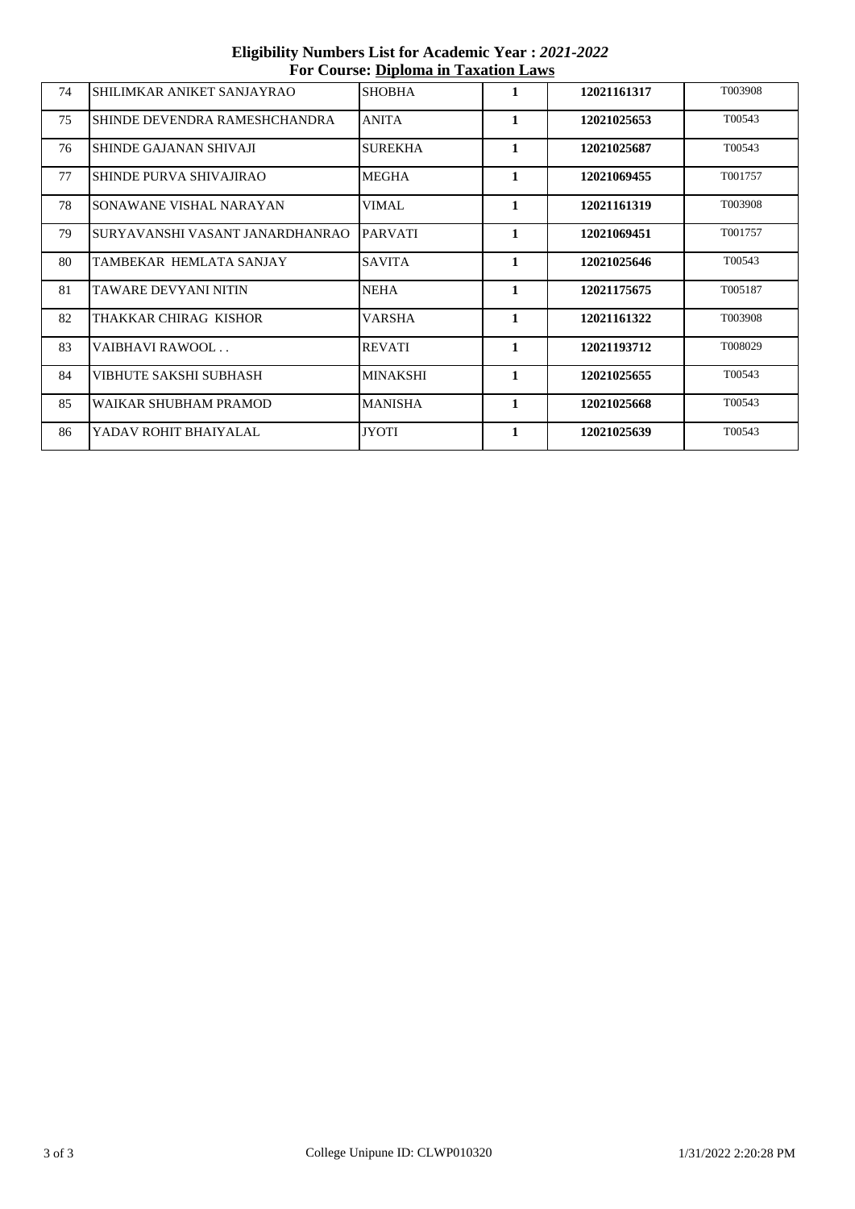**Eligibility Numbers List for Academic Year : *2021-2022***
**For Course: Diploma in Taxation Laws**

| | | | | | |
|---|---|---|---|---|---|
| 74 | SHILIMKAR ANIKET SANJAYRAO | SHOBHA | **1** | **12021161317** | T003908 |
| 75 | SHINDE DEVENDRA RAMESHCHANDRA | ANITA | **1** | **12021025653** | T00543 |
| 76 | SHINDE GAJANAN SHIVAJI | SUREKHA | **1** | **12021025687** | T00543 |
| 77 | SHINDE PURVA SHIVAJIRAO | MEGHA | **1** | **12021069455** | T001757 |
| 78 | SONAWANE VISHAL NARAYAN | VIMAL | **1** | **12021161319** | T003908 |
| 79 | SURYAVANSHI VASANT JANARDHANRAO | PARVATI | **1** | **12021069451** | T001757 |
| 80 | TAMBEKAR HEMLATA SANJAY | SAVITA | **1** | **12021025646** | T00543 |
| 81 | TAWARE DEVYANI NITIN | NEHA | **1** | **12021175675** | T005187 |
| 82 | THAKKAR CHIRAG KISHOR | VARSHA | **1** | **12021161322** | T003908 |
| 83 | VAIBHAVI RAWOOL . . | REVATI | **1** | **12021193712** | T008029 |
| 84 | VIBHUTE SAKSHI SUBHASH | MINAKSHI | **1** | **12021025655** | T00543 |
| 85 | WAIKAR SHUBHAM PRAMOD | MANISHA | **1** | **12021025668** | T00543 |
| 86 | YADAV ROHIT BHAIYALAL | JYOTI | **1** | **12021025639** | T00543 |

College Unipune ID: CLWP010320

1/31/2022 2:20:28 PM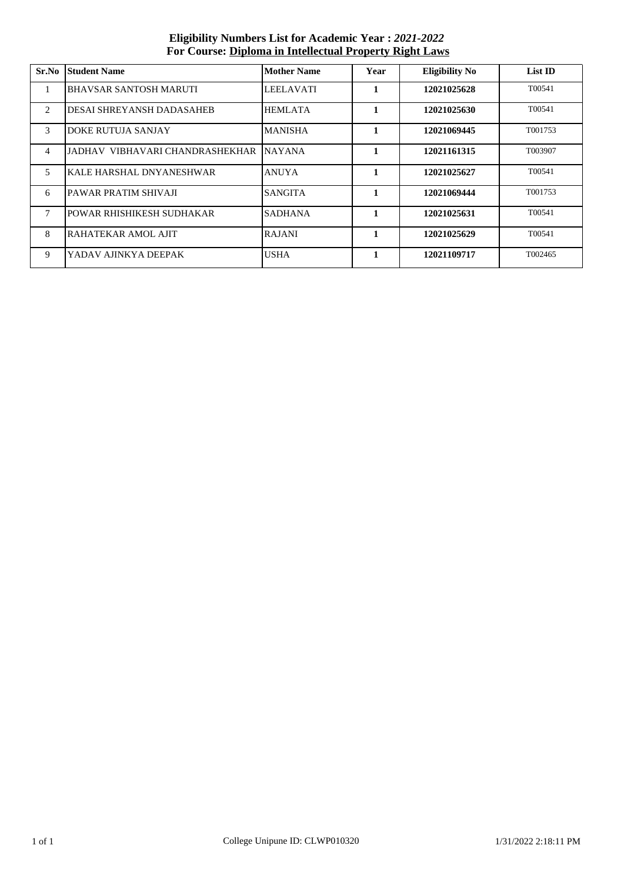**Eligibility Numbers List for Academic Year : *2021-2022***
**For Course: Diploma in Intellectual Property Right Laws**

| Sr.No | Student Name | Mother Name | Year | Eligibility No | List ID |
|---|---|---|---|---|---|
| 1 | BHAVSAR SANTOSH MARUTI | LEELAVATI | 1 | 12021025628 | T00541 |
| 2 | DESAI SHREYANSH DADASAHEB | HEMLATA | 1 | 12021025630 | T00541 |
| 3 | DOKE RUTUJA SANJAY | MANISHA | 1 | 12021069445 | T001753 |
| 4 | JADHAV VIBHAVARI CHANDRASHEKHAR | NAYANA | 1 | 12021161315 | T003907 |
| 5 | KALE HARSHAL DNYANESHWAR | ANUYA | 1 | 12021025627 | T00541 |
| 6 | PAWAR PRATIM SHIVAJI | SANGITA | 1 | 12021069444 | T001753 |
| 7 | POWAR RHISHIKESH SUDHAKAR | SADHANA | 1 | 12021025631 | T00541 |
| 8 | RAHATEKAR AMOL AJIT | RAJANI | 1 | 12021025629 | T00541 |
| 9 | YADAV AJINKYA DEEPAK | USHA | 1 | 12021109717 | T002465 |

College Unipune ID: CLWP010320

1/31/2022 2:18:11 PM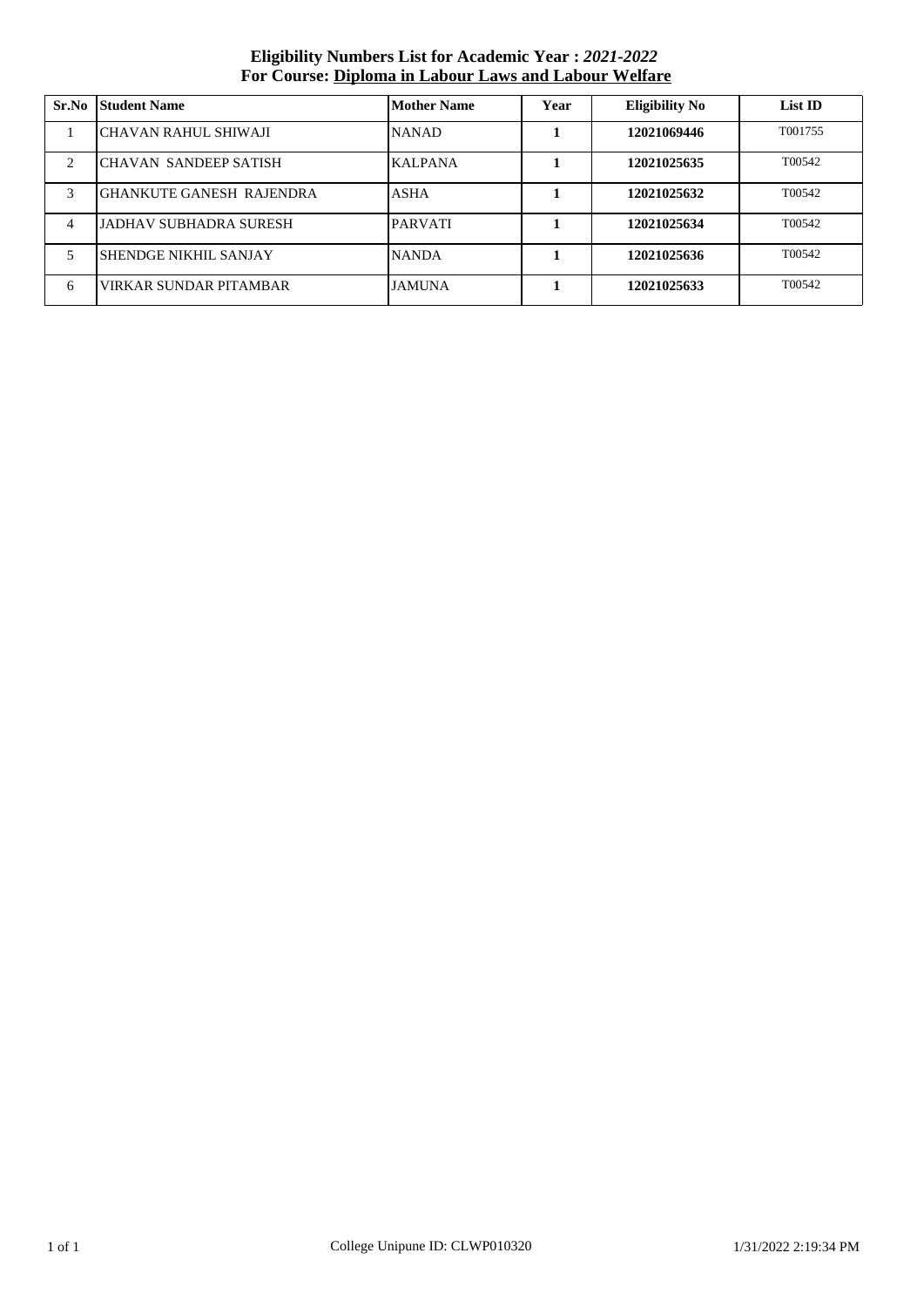**Eligibility Numbers List for Academic Year :** ***2021-2022***
**For Course:** **Diploma in Labour Laws and Labour Welfare**

| Sr.No | Student Name | Mother Name | Year | Eligibility No | List ID |
|---|---|---|---|---|---|
| 1 | CHAVAN RAHUL SHIWAJI | NANAD | **1** | **12021069446** | T001755 |
| 2 | CHAVAN SANDEEP SATISH | KALPANA | **1** | **12021025635** | T00542 |
| 3 | GHANKUTE GANESH RAJENDRA | ASHA | **1** | **12021025632** | T00542 |
| 4 | JADHAV SUBHADRA SURESH | PARVATI | **1** | **12021025634** | T00542 |
| 5 | SHENDGE NIKHIL SANJAY | NANDA | **1** | **12021025636** | T00542 |
| 6 | VIRKAR SUNDAR PITAMBAR | JAMUNA | **1** | **12021025633** | T00542 |

College Unipune ID: CLWP010320

1/31/2022 2:19:34 PM